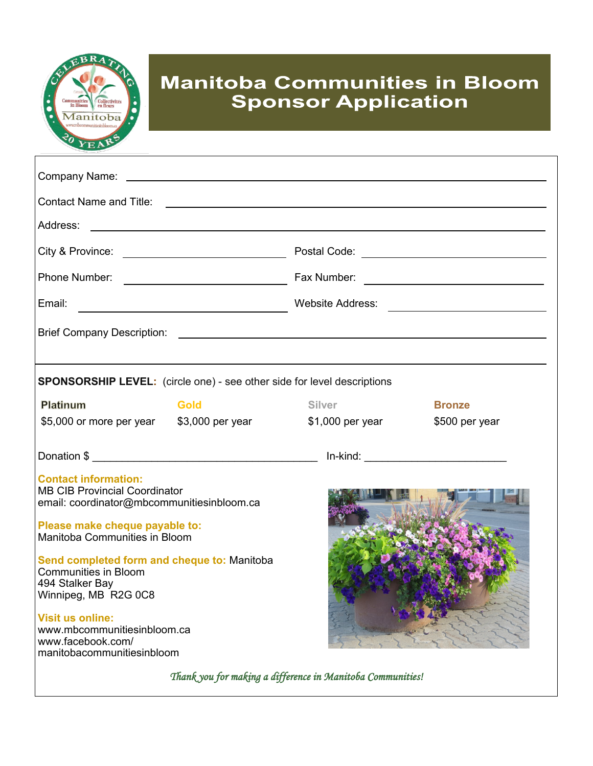# Manitoba Communities in Bloom Sponsor Application

Company Name: ______________________________

Contact Name and Title: ______________________________

Address: ______________________________

City & Province: ____________________ Postal Code: ____________________

Phone Number: ____________________ Fax Number: ____________________

Email: ____________________ Website Address: ____________________

Brief Company Description: ______________________________

**SPONSORSHIP LEVEL:** (circle one) - see other side for level descriptions

| Platinum | Gold | Silver | Bronze |
|---|---|---|---|
| $5,000 or more per year | $3,000 per year | $1,000 per year | $500 per year |

Donation $ ______________________________ In-kind: ____________________

**Contact information:**
MB CIB Provincial Coordinator
email: coordinator@mbcommunitiesinbloom.ca

**Please make cheque payable to:**
Manitoba Communities in Bloom

**Send completed form and cheque to:** Manitoba Communities in Bloom
494 Stalker Bay
Winnipeg, MB R2G 0C8

**Visit us online:**
www.mbcommunitiesinbloom.ca
www.facebook.com/manitobacommunitiesinbloom

*Thank you for making a difference in Manitoba Communities!*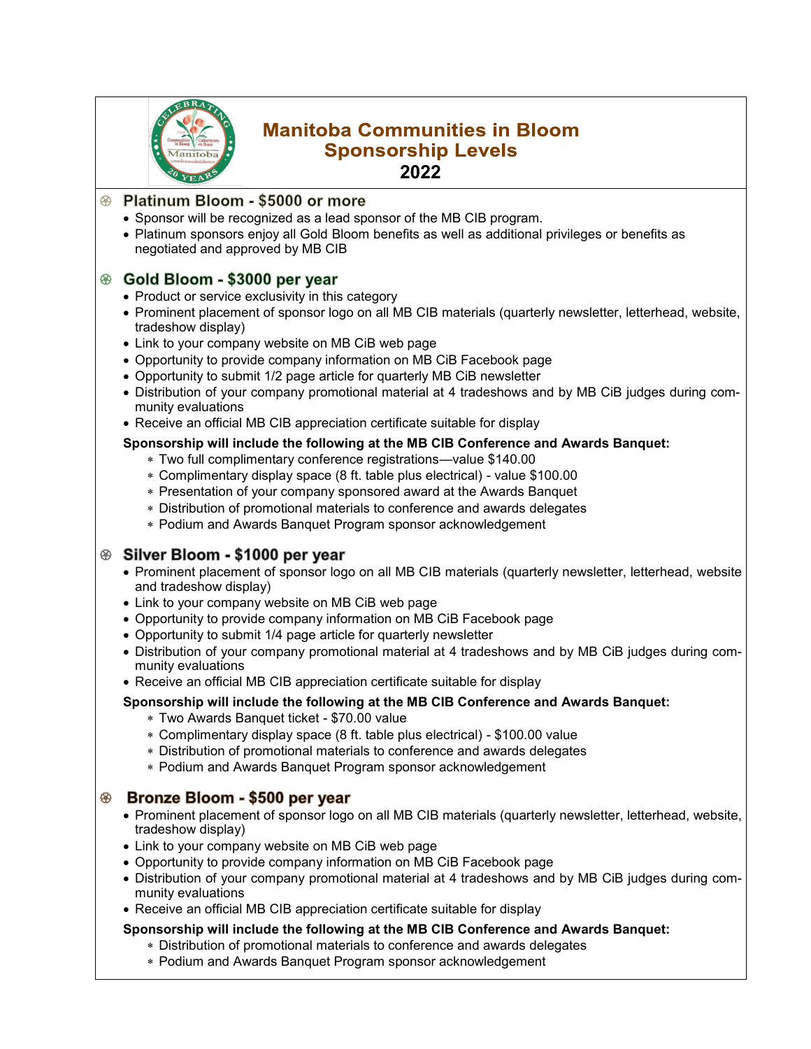# Manitoba Communities in Bloom Sponsorship Levels 2022

## Platinum Bloom - $5000 or more

- Sponsor will be recognized as a lead sponsor of the MB CIB program.
- Platinum sponsors enjoy all Gold Bloom benefits as well as additional privileges or benefits as negotiated and approved by MB CIB

## Gold Bloom - $3000 per year

- Product or service exclusivity in this category
- Prominent placement of sponsor logo on all MB CIB materials (quarterly newsletter, letterhead, website, tradeshow display)
- Link to your company website on MB CiB web page
- Opportunity to provide company information on MB CiB Facebook page
- Opportunity to submit 1/2 page article for quarterly MB CiB newsletter
- Distribution of your company promotional material at 4 tradeshows and by MB CiB judges during community evaluations
- Receive an official MB CIB appreciation certificate suitable for display

**Sponsorship will include the following at the MB CIB Conference and Awards Banquet:**

- Two full complimentary conference registrations—value $140.00
- Complimentary display space (8 ft. table plus electrical) - value $100.00
- Presentation of your company sponsored award at the Awards Banquet
- Distribution of promotional materials to conference and awards delegates
- Podium and Awards Banquet Program sponsor acknowledgement

## Silver Bloom - $1000 per year

- Prominent placement of sponsor logo on all MB CIB materials (quarterly newsletter, letterhead, website and tradeshow display)
- Link to your company website on MB CiB web page
- Opportunity to provide company information on MB CiB Facebook page
- Opportunity to submit 1/4 page article for quarterly newsletter
- Distribution of your company promotional material at 4 tradeshows and by MB CiB judges during community evaluations
- Receive an official MB CIB appreciation certificate suitable for display

**Sponsorship will include the following at the MB CIB Conference and Awards Banquet:**

- Two Awards Banquet ticket - $70.00 value
- Complimentary display space (8 ft. table plus electrical) - $100.00 value
- Distribution of promotional materials to conference and awards delegates
- Podium and Awards Banquet Program sponsor acknowledgement

## Bronze Bloom - $500 per year

- Prominent placement of sponsor logo on all MB CIB materials (quarterly newsletter, letterhead, website, tradeshow display)
- Link to your company website on MB CiB web page
- Opportunity to provide company information on MB CiB Facebook page
- Distribution of your company promotional material at 4 tradeshows and by MB CiB judges during community evaluations
- Receive an official MB CIB appreciation certificate suitable for display

**Sponsorship will include the following at the MB CIB Conference and Awards Banquet:**

- Distribution of promotional materials to conference and awards delegates
- Podium and Awards Banquet Program sponsor acknowledgement